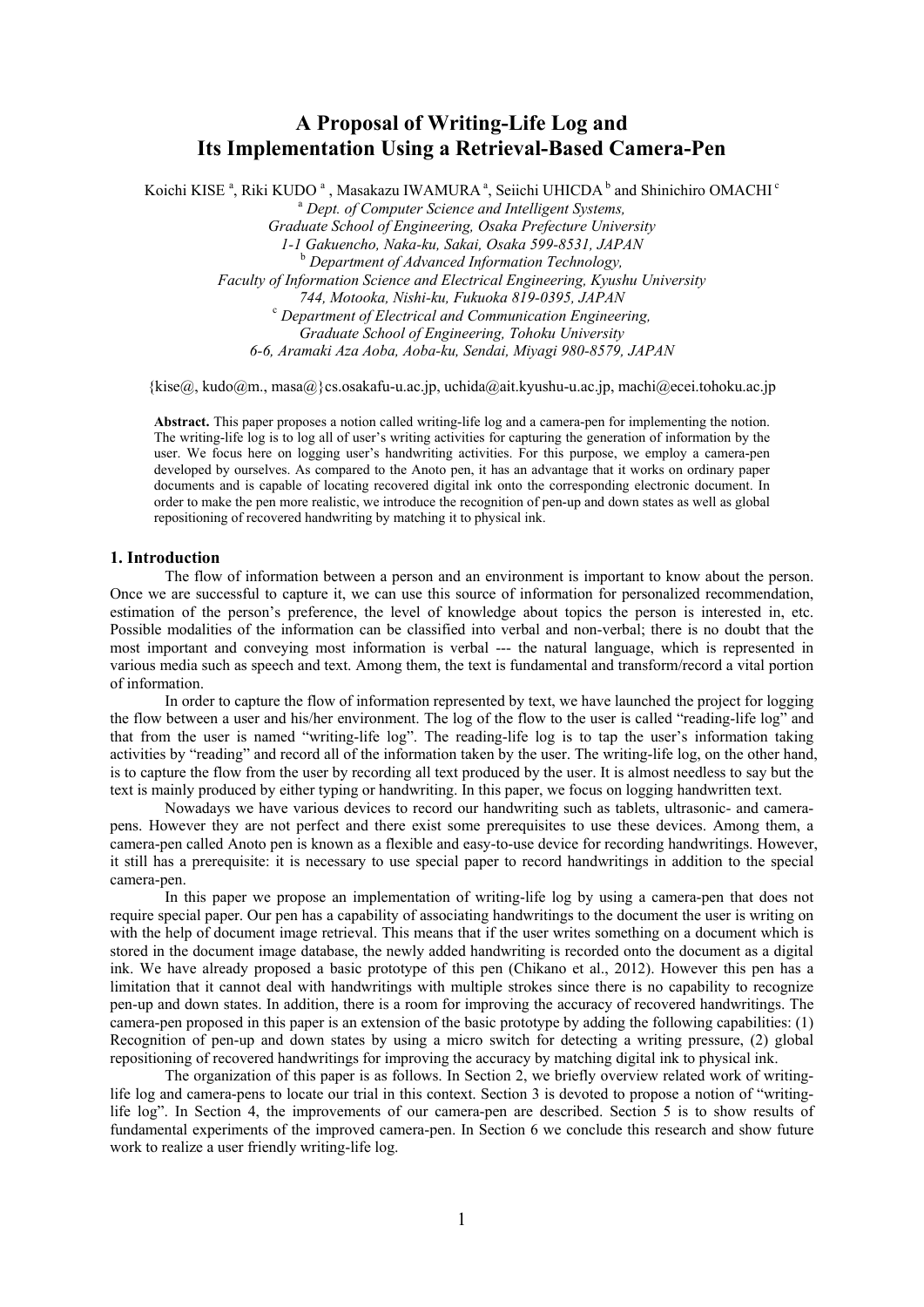# A Proposal of Writing-Life Log and Its Implementation Using a Retrieval-Based Camera-Pen

Koichi KISE [a], Riki KUDO [a], Masakazu IWAMURA [a], Seiichi UHICDA [b] and Shinichiro OMACHI [c]

[a] *Dept. of Computer Science and Intelligent Systems, Graduate School of Engineering, Osaka Prefecture University 1-1 Gakuencho, Naka-ku, Sakai, Osaka 599-8531, JAPAN*

[b] *Department of Advanced Information Technology, Faculty of Information Science and Electrical Engineering, Kyushu University 744, Motooka, Nishi-ku, Fukuoka 819-0395, JAPAN*

[c] *Department of Electrical and Communication Engineering, Graduate School of Engineering, Tohoku University 6-6, Aramaki Aza Aoba, Aoba-ku, Sendai, Miyagi 980-8579, JAPAN*

{kise@, kudo@m., masa@}cs.osakafu-u.ac.jp, uchida@ait.kyushu-u.ac.jp, machi@ecei.tohoku.ac.jp

**Abstract.** This paper proposes a notion called writing-life log and a camera-pen for implementing the notion. The writing-life log is to log all of user's writing activities for capturing the generation of information by the user. We focus here on logging user's handwriting activities. For this purpose, we employ a camera-pen developed by ourselves. As compared to the Anoto pen, it has an advantage that it works on ordinary paper documents and is capable of locating recovered digital ink onto the corresponding electronic document. In order to make the pen more realistic, we introduce the recognition of pen-up and down states as well as global repositioning of recovered handwriting by matching it to physical ink.

## 1. Introduction

The flow of information between a person and an environment is important to know about the person. Once we are successful to capture it, we can use this source of information for personalized recommendation, estimation of the person's preference, the level of knowledge about topics the person is interested in, etc. Possible modalities of the information can be classified into verbal and non-verbal; there is no doubt that the most important and conveying most information is verbal --- the natural language, which is represented in various media such as speech and text. Among them, the text is fundamental and transform/record a vital portion of information.

In order to capture the flow of information represented by text, we have launched the project for logging the flow between a user and his/her environment. The log of the flow to the user is called "reading-life log" and that from the user is named "writing-life log". The reading-life log is to tap the user's information taking activities by "reading" and record all of the information taken by the user. The writing-life log, on the other hand, is to capture the flow from the user by recording all text produced by the user. It is almost needless to say but the text is mainly produced by either typing or handwriting. In this paper, we focus on logging handwritten text.

Nowadays we have various devices to record our handwriting such as tablets, ultrasonic- and camera-pens. However they are not perfect and there exist some prerequisites to use these devices. Among them, a camera-pen called Anoto pen is known as a flexible and easy-to-use device for recording handwritings. However, it still has a prerequisite: it is necessary to use special paper to record handwritings in addition to the special camera-pen.

In this paper we propose an implementation of writing-life log by using a camera-pen that does not require special paper. Our pen has a capability of associating handwritings to the document the user is writing on with the help of document image retrieval. This means that if the user writes something on a document which is stored in the document image database, the newly added handwriting is recorded onto the document as a digital ink. We have already proposed a basic prototype of this pen (Chikano et al., 2012). However this pen has a limitation that it cannot deal with handwritings with multiple strokes since there is no capability to recognize pen-up and down states. In addition, there is a room for improving the accuracy of recovered handwritings. The camera-pen proposed in this paper is an extension of the basic prototype by adding the following capabilities: (1) Recognition of pen-up and down states by using a micro switch for detecting a writing pressure, (2) global repositioning of recovered handwritings for improving the accuracy by matching digital ink to physical ink.

The organization of this paper is as follows. In Section 2, we briefly overview related work of writing-life log and camera-pens to locate our trial in this context. Section 3 is devoted to propose a notion of "writing-life log". In Section 4, the improvements of our camera-pen are described. Section 5 is to show results of fundamental experiments of the improved camera-pen. In Section 6 we conclude this research and show future work to realize a user friendly writing-life log.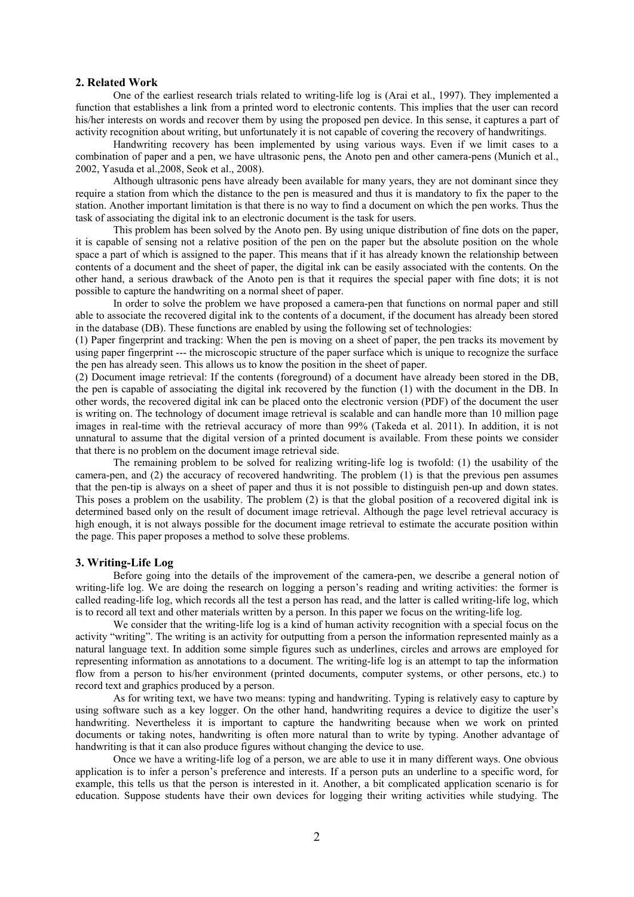## 2. Related Work

One of the earliest research trials related to writing-life log is (Arai et al., 1997). They implemented a function that establishes a link from a printed word to electronic contents. This implies that the user can record his/her interests on words and recover them by using the proposed pen device. In this sense, it captures a part of activity recognition about writing, but unfortunately it is not capable of covering the recovery of handwritings.

Handwriting recovery has been implemented by using various ways. Even if we limit cases to a combination of paper and a pen, we have ultrasonic pens, the Anoto pen and other camera-pens (Munich et al., 2002, Yasuda et al.,2008, Seok et al., 2008).

Although ultrasonic pens have already been available for many years, they are not dominant since they require a station from which the distance to the pen is measured and thus it is mandatory to fix the paper to the station. Another important limitation is that there is no way to find a document on which the pen works. Thus the task of associating the digital ink to an electronic document is the task for users.

This problem has been solved by the Anoto pen. By using unique distribution of fine dots on the paper, it is capable of sensing not a relative position of the pen on the paper but the absolute position on the whole space a part of which is assigned to the paper. This means that if it has already known the relationship between contents of a document and the sheet of paper, the digital ink can be easily associated with the contents. On the other hand, a serious drawback of the Anoto pen is that it requires the special paper with fine dots; it is not possible to capture the handwriting on a normal sheet of paper.

In order to solve the problem we have proposed a camera-pen that functions on normal paper and still able to associate the recovered digital ink to the contents of a document, if the document has already been stored in the database (DB). These functions are enabled by using the following set of technologies:

(1) Paper fingerprint and tracking: When the pen is moving on a sheet of paper, the pen tracks its movement by using paper fingerprint --- the microscopic structure of the paper surface which is unique to recognize the surface the pen has already seen. This allows us to know the position in the sheet of paper.

(2) Document image retrieval: If the contents (foreground) of a document have already been stored in the DB, the pen is capable of associating the digital ink recovered by the function (1) with the document in the DB. In other words, the recovered digital ink can be placed onto the electronic version (PDF) of the document the user is writing on. The technology of document image retrieval is scalable and can handle more than 10 million page images in real-time with the retrieval accuracy of more than 99% (Takeda et al. 2011). In addition, it is not unnatural to assume that the digital version of a printed document is available. From these points we consider that there is no problem on the document image retrieval side.

The remaining problem to be solved for realizing writing-life log is twofold: (1) the usability of the camera-pen, and (2) the accuracy of recovered handwriting. The problem (1) is that the previous pen assumes that the pen-tip is always on a sheet of paper and thus it is not possible to distinguish pen-up and down states. This poses a problem on the usability. The problem (2) is that the global position of a recovered digital ink is determined based only on the result of document image retrieval. Although the page level retrieval accuracy is high enough, it is not always possible for the document image retrieval to estimate the accurate position within the page. This paper proposes a method to solve these problems.

## 3. Writing-Life Log

Before going into the details of the improvement of the camera-pen, we describe a general notion of writing-life log. We are doing the research on logging a person's reading and writing activities: the former is called reading-life log, which records all the test a person has read, and the latter is called writing-life log, which is to record all text and other materials written by a person. In this paper we focus on the writing-life log.

We consider that the writing-life log is a kind of human activity recognition with a special focus on the activity "writing". The writing is an activity for outputting from a person the information represented mainly as a natural language text. In addition some simple figures such as underlines, circles and arrows are employed for representing information as annotations to a document. The writing-life log is an attempt to tap the information flow from a person to his/her environment (printed documents, computer systems, or other persons, etc.) to record text and graphics produced by a person.

As for writing text, we have two means: typing and handwriting. Typing is relatively easy to capture by using software such as a key logger. On the other hand, handwriting requires a device to digitize the user's handwriting. Nevertheless it is important to capture the handwriting because when we work on printed documents or taking notes, handwriting is often more natural than to write by typing. Another advantage of handwriting is that it can also produce figures without changing the device to use.

Once we have a writing-life log of a person, we are able to use it in many different ways. One obvious application is to infer a person's preference and interests. If a person puts an underline to a specific word, for example, this tells us that the person is interested in it. Another, a bit complicated application scenario is for education. Suppose students have their own devices for logging their writing activities while studying. The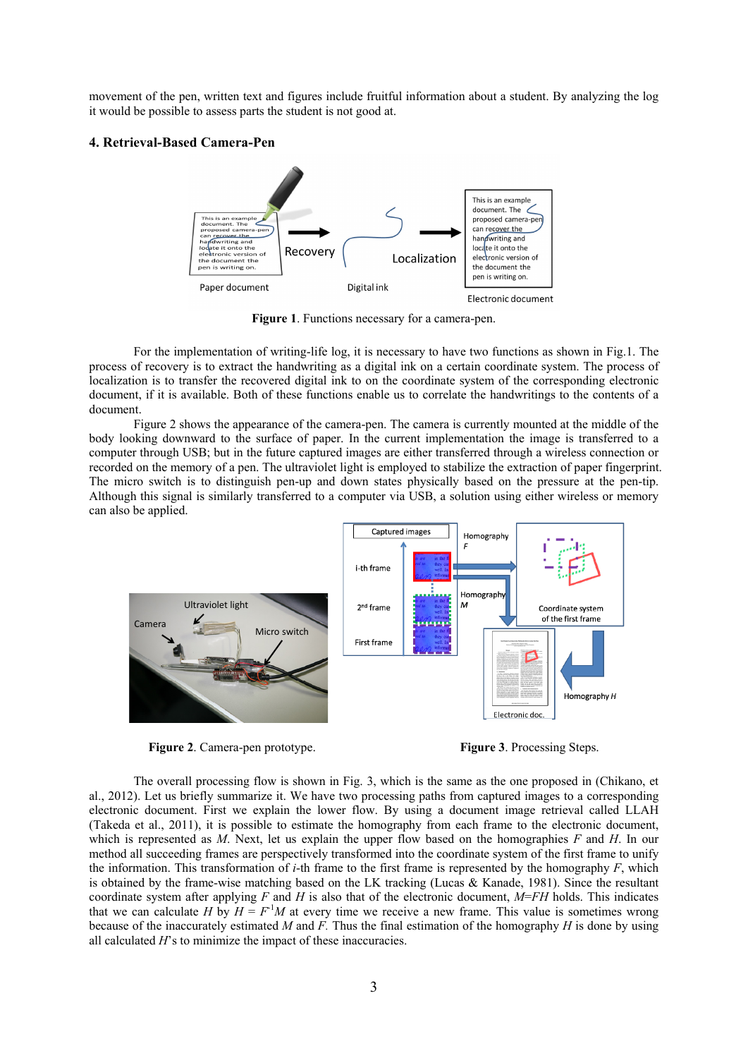movement of the pen, written text and figures include fruitful information about a student. By analyzing the log it would be possible to assess parts the student is not good at.

## 4. Retrieval-Based Camera-Pen

**Figure 1**. Functions necessary for a camera-pen.

For the implementation of writing-life log, it is necessary to have two functions as shown in Fig.1. The process of recovery is to extract the handwriting as a digital ink on a certain coordinate system. The process of localization is to transfer the recovered digital ink to on the coordinate system of the corresponding electronic document, if it is available. Both of these functions enable us to correlate the handwritings to the contents of a document.

Figure 2 shows the appearance of the camera-pen. The camera is currently mounted at the middle of the body looking downward to the surface of paper. In the current implementation the image is transferred to a computer through USB; but in the future captured images are either transferred through a wireless connection or recorded on the memory of a pen. The ultraviolet light is employed to stabilize the extraction of paper fingerprint. The micro switch is to distinguish pen-up and down states physically based on the pressure at the pen-tip. Although this signal is similarly transferred to a computer via USB, a solution using either wireless or memory can also be applied.

**Figure 2**. Camera-pen prototype.

**Figure 3**. Processing Steps.

The overall processing flow is shown in Fig. 3, which is the same as the one proposed in (Chikano, et al., 2012). Let us briefly summarize it. We have two processing paths from captured images to a corresponding electronic document. First we explain the lower flow. By using a document image retrieval called LLAH (Takeda et al., 2011), it is possible to estimate the homography from each frame to the electronic document, which is represented as $M$. Next, let us explain the upper flow based on the homographies $F$ and $H$. In our method all succeeding frames are perspectively transformed into the coordinate system of the first frame to unify the information. This transformation of $i$-th frame to the first frame is represented by the homography $F$, which is obtained by the frame-wise matching based on the LK tracking (Lucas & Kanade, 1981). Since the resultant coordinate system after applying $F$ and $H$ is also that of the electronic document, $M=FH$ holds. This indicates that we can calculate $H$ by $H = F^{-1}M$ at every time we receive a new frame. This value is sometimes wrong because of the inaccurately estimated $M$ and $F$. Thus the final estimation of the homography $H$ is done by using all calculated $H$'s to minimize the impact of these inaccuracies.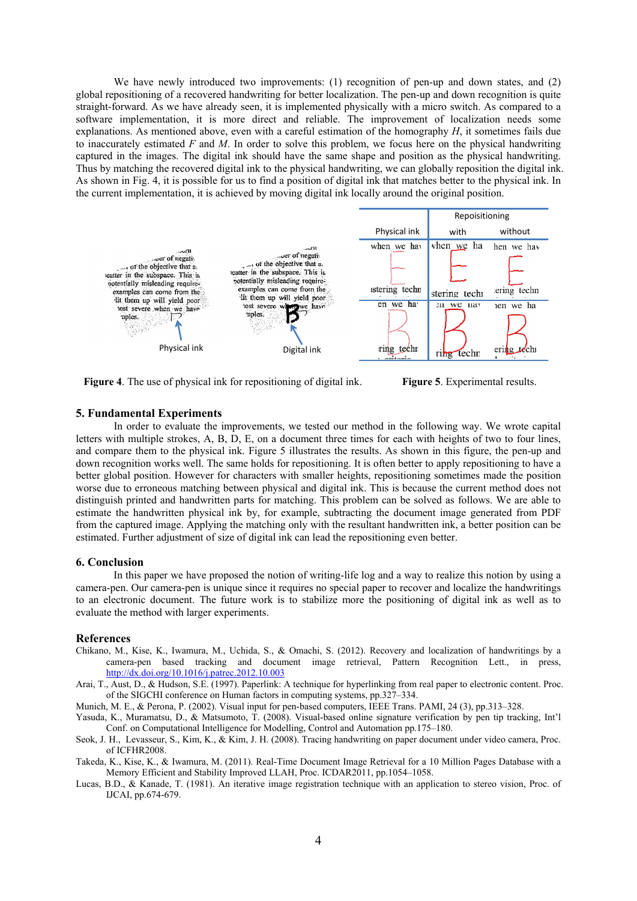We have newly introduced two improvements: (1) recognition of pen-up and down states, and (2) global repositioning of a recovered handwriting for better localization. The pen-up and down recognition is quite straight-forward. As we have already seen, it is implemented physically with a micro switch. As compared to a software implementation, it is more direct and reliable. The improvement of localization needs some explanations. As mentioned above, even with a careful estimation of the homography $H$, it sometimes fails due to inaccurately estimated $F$ and $M$. In order to solve this problem, we focus here on the physical handwriting captured in the images. The digital ink should have the same shape and position as the physical handwriting. Thus by matching the recovered digital ink to the physical handwriting, we can globally reposition the digital ink. As shown in Fig. 4, it is possible for us to find a position of digital ink that matches better to the physical ink. In the current implementation, it is achieved by moving digital ink locally around the original position.

Physical ink

Digital ink

**Figure 4**. The use of physical ink for repositioning of digital ink.

Physical ink

Repositioning

with

without

**Figure 5**. Experimental results.

## 5. Fundamental Experiments

In order to evaluate the improvements, we tested our method in the following way. We wrote capital letters with multiple strokes, A, B, D, E, on a document three times for each with heights of two to four lines, and compare them to the physical ink. Figure 5 illustrates the results. As shown in this figure, the pen-up and down recognition works well. The same holds for repositioning. It is often better to apply repositioning to have a better global position. However for characters with smaller heights, repositioning sometimes made the position worse due to erroneous matching between physical and digital ink. This is because the current method does not distinguish printed and handwritten parts for matching. This problem can be solved as follows. We are able to estimate the handwritten physical ink by, for example, subtracting the document image generated from PDF from the captured image. Applying the matching only with the resultant handwritten ink, a better position can be estimated. Further adjustment of size of digital ink can lead the repositioning even better.

## 6. Conclusion

In this paper we have proposed the notion of writing-life log and a way to realize this notion by using a camera-pen. Our camera-pen is unique since it requires no special paper to recover and localize the handwritings to an electronic document. The future work is to stabilize more the positioning of digital ink as well as to evaluate the method with larger experiments.

## References

Chikano, M., Kise, K., Iwamura, M., Uchida, S., & Omachi, S. (2012). Recovery and localization of handwritings by a camera-pen based tracking and document image retrieval, Pattern Recognition Lett., in press, http://dx.doi.org/10.1016/j.patrec.2012.10.003

Arai, T., Aust, D., & Hudson, S.E. (1997). Paperlink: A technique for hyperlinking from real paper to electronic content. Proc. of the SIGCHI conference on Human factors in computing systems, pp.327–334.

Munich, M. E., & Perona, P. (2002). Visual input for pen-based computers, IEEE Trans. PAMI, 24 (3), pp.313–328.

Yasuda, K., Muramatsu, D., & Matsumoto, T. (2008). Visual-based online signature verification by pen tip tracking, Int'l Conf. on Computational Intelligence for Modelling, Control and Automation pp.175–180.

Seok, J. H., Levasseur, S., Kim, K., & Kim, J. H. (2008). Tracing handwriting on paper document under video camera, Proc. of ICFHR2008.

Takeda, K., Kise, K., & Iwamura, M. (2011). Real-Time Document Image Retrieval for a 10 Million Pages Database with a Memory Efficient and Stability Improved LLAH, Proc. ICDAR2011, pp.1054–1058.

Lucas, B.D., & Kanade, T. (1981). An iterative image registration technique with an application to stereo vision, Proc. of IJCAI, pp.674-679.